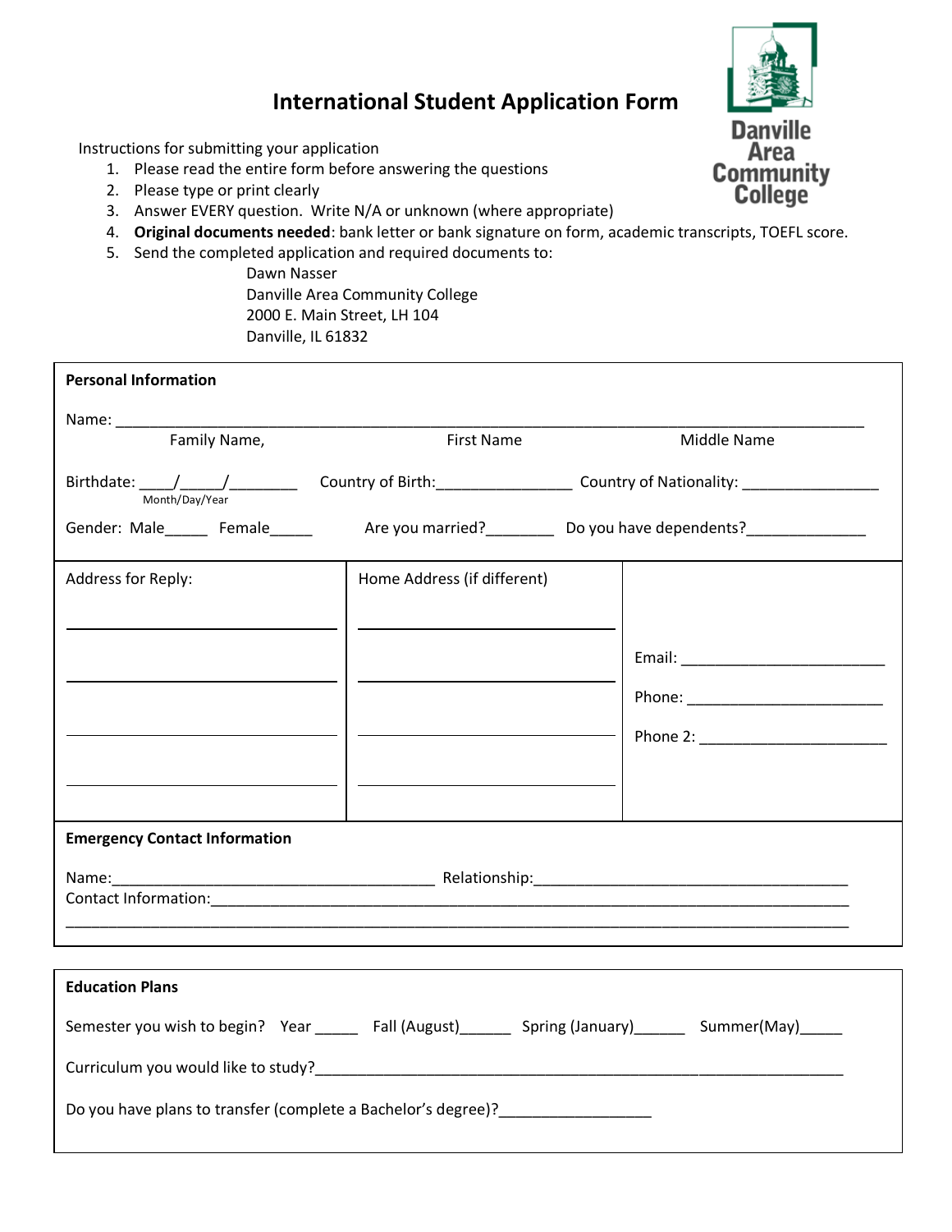# International Student Application Form

Danville Area Community College

Instructions for submitting your application

1. Please read the entire form before answering the questions
2. Please type or print clearly
3. Answer EVERY question. Write N/A or unknown (where appropriate)
4. **Original documents needed**: bank letter or bank signature on form, academic transcripts, TOEFL score.
5. Send the completed application and required documents to:

   Dawn Nasser
   Danville Area Community College
   2000 E. Main Street, LH 104
   Danville, IL 61832

**Personal Information**

Name: ______________________________________________________________________
Family Name, First Name Middle Name

Birthdate: ____/_____/________ (Month/Day/Year) Country of Birth:________________ Country of Nationality: ________________

Gender: Male_____ Female_____ Are you married?________ Do you have dependents?______________

| Address for Reply: | Home Address (if different) | |
|---|---|---|
| ______________________________ | ______________________________ | |
| ______________________________ | ______________________________ | Email: ________________________ |
| ______________________________ | ______________________________ | Phone: ________________________ |
| ______________________________ | ______________________________ | Phone 2: ______________________ |

**Emergency Contact Information**

Name:______________________________________ Relationship:____________________________________

Contact Information:_________________________________________________________________________

_____________________________________________________________________________________________

**Education Plans**

Semester you wish to begin? Year _____ Fall (August)______ Spring (January)______ Summer(May)_____

Curriculum you would like to study?_______________________________________________________________

Do you have plans to transfer (complete a Bachelor's degree)?_________________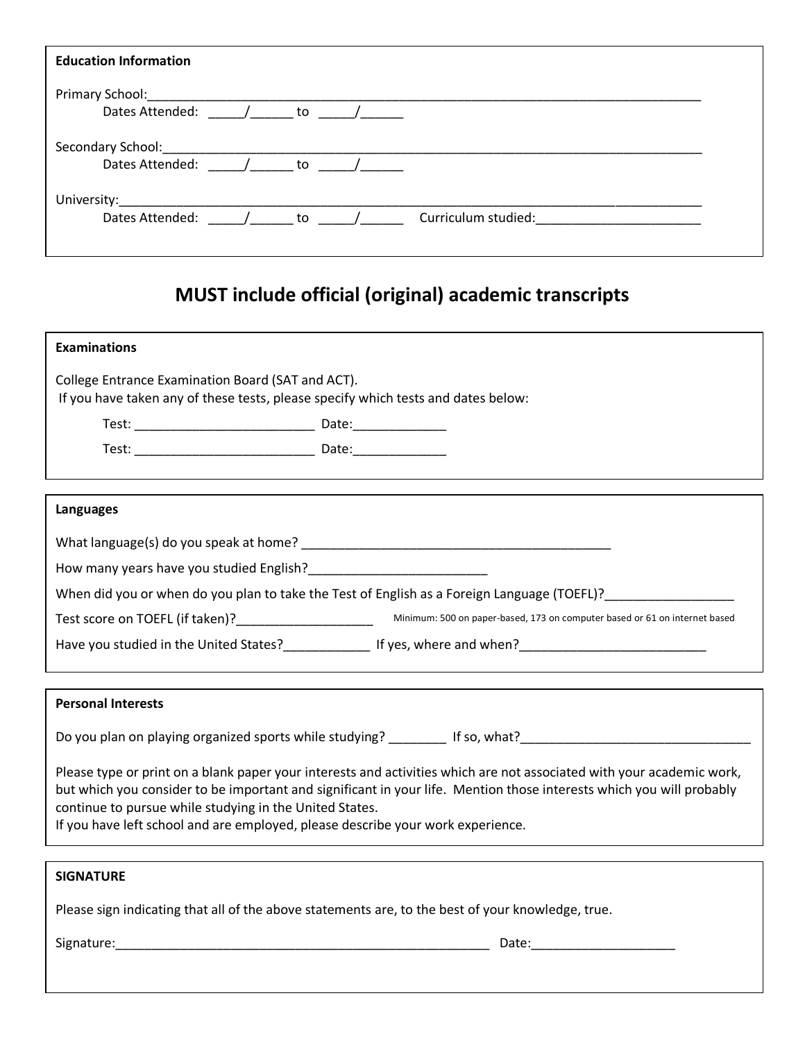**Education Information**

Primary School:_______________________________________________________________________________

Dates Attended: _____/______ to _____/______

Secondary School:_____________________________________________________________________________

Dates Attended: _____/______ to _____/______

University:___________________________________________________________________________________

Dates Attended: _____/______ to _____/______ Curriculum studied:_______________________

## MUST include official (original) academic transcripts

**Examinations**

College Entrance Examination Board (SAT and ACT).
If you have taken any of these tests, please specify which tests and dates below:

Test: _________________________ Date:_____________

Test: _________________________ Date:_____________

**Languages**

What language(s) do you speak at home? ____________________________________________

How many years have you studied English?_________________________

When did you or when do you plan to take the Test of English as a Foreign Language (TOEFL)?__________________

Test score on TOEFL (if taken)?___________________ Minimum: 500 on paper-based, 173 on computer based or 61 on internet based

Have you studied in the United States?____________ If yes, where and when?__________________________

**Personal Interests**

Do you plan on playing organized sports while studying? ________ If so, what?________________________________

Please type or print on a blank paper your interests and activities which are not associated with your academic work, but which you consider to be important and significant in your life. Mention those interests which you will probably continue to pursue while studying in the United States.
If you have left school and are employed, please describe your work experience.

**SIGNATURE**

Please sign indicating that all of the above statements are, to the best of your knowledge, true.

Signature:______________________________________________________ Date:____________________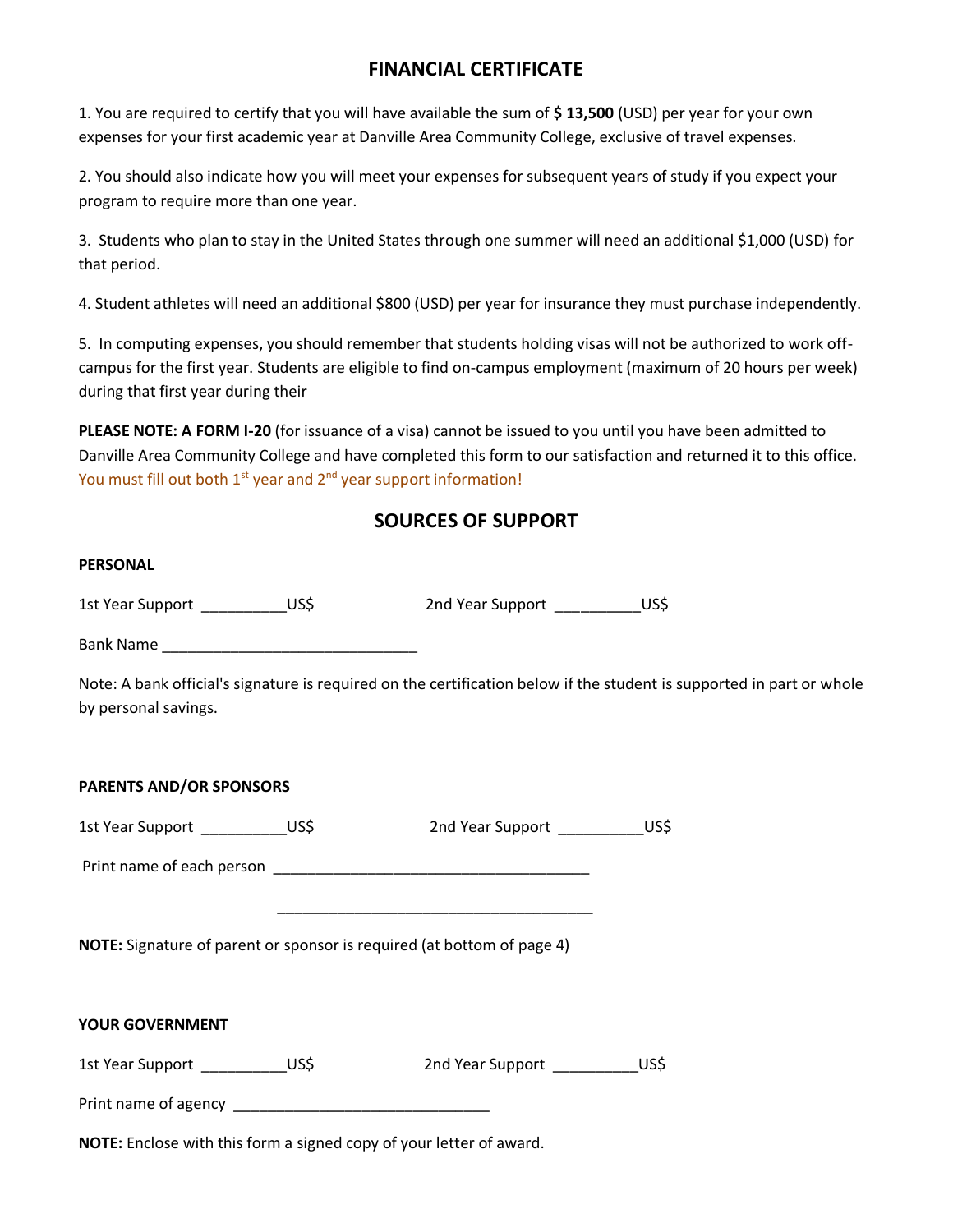## FINANCIAL CERTIFICATE

1. You are required to certify that you will have available the sum of **$ 13,500** (USD) per year for your own expenses for your first academic year at Danville Area Community College, exclusive of travel expenses.

2. You should also indicate how you will meet your expenses for subsequent years of study if you expect your program to require more than one year.

3. Students who plan to stay in the United States through one summer will need an additional $1,000 (USD) for that period.

4. Student athletes will need an additional $800 (USD) per year for insurance they must purchase independently.

5. In computing expenses, you should remember that students holding visas will not be authorized to work off-campus for the first year. Students are eligible to find on-campus employment (maximum of 20 hours per week) during that first year during their

**PLEASE NOTE: A FORM I-20** (for issuance of a visa) cannot be issued to you until you have been admitted to Danville Area Community College and have completed this form to our satisfaction and returned it to this office. You must fill out both 1st year and 2nd year support information!

## SOURCES OF SUPPORT

**PERSONAL**

1st Year Support __________US$ 2nd Year Support __________US$

Bank Name ______________________________

Note: A bank official's signature is required on the certification below if the student is supported in part or whole by personal savings.

**PARENTS AND/OR SPONSORS**

1st Year Support __________US$ 2nd Year Support __________US$

Print name of each person _____________________________________

_____________________________________

**NOTE:** Signature of parent or sponsor is required (at bottom of page 4)

**YOUR GOVERNMENT**

1st Year Support __________US$ 2nd Year Support __________US$

Print name of agency ______________________________

**NOTE:** Enclose with this form a signed copy of your letter of award.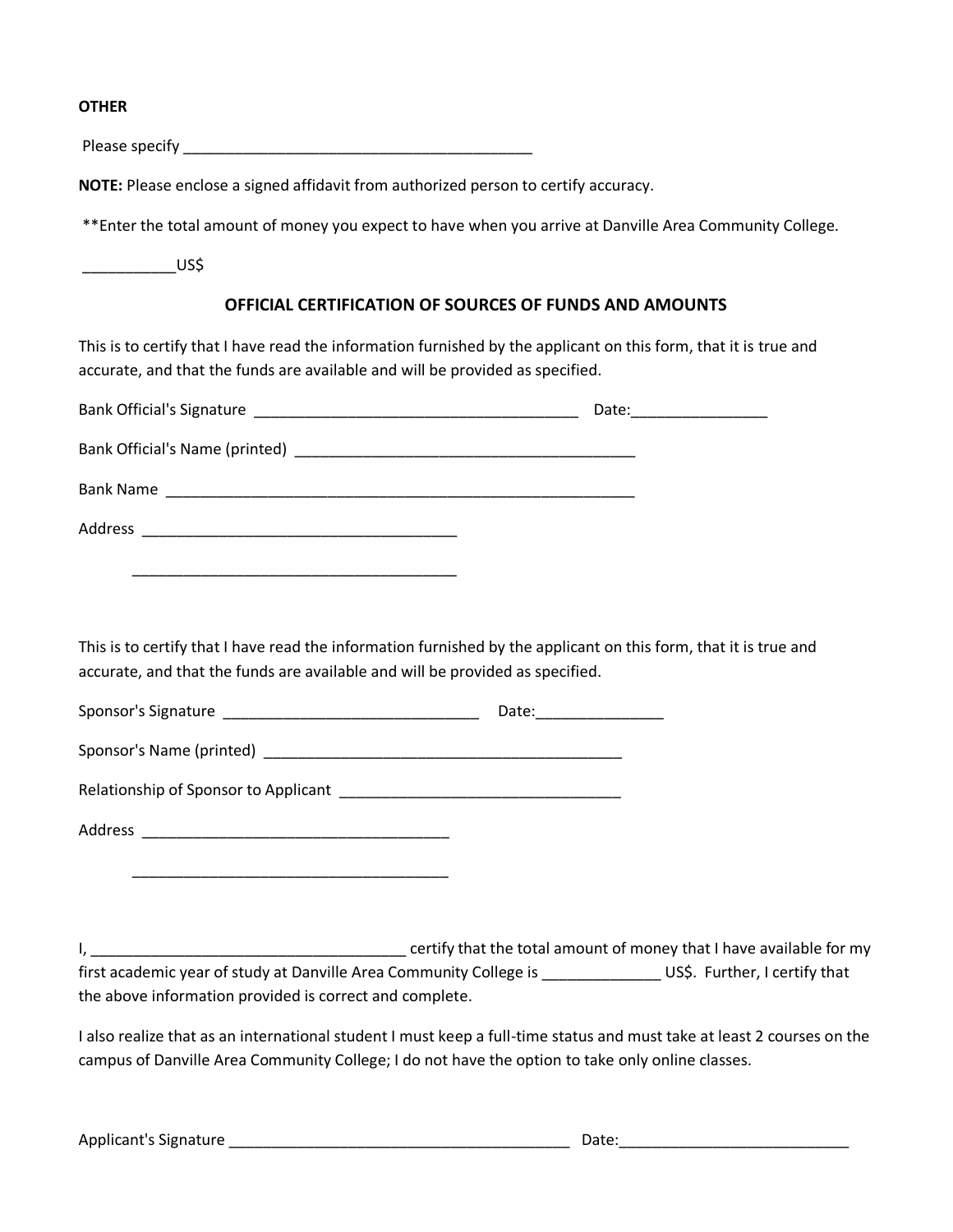**OTHER**

Please specify ___________________________________________

**NOTE:** Please enclose a signed affidavit from authorized person to certify accuracy.

**Enter the total amount of money you expect to have when you arrive at Danville Area Community College.

___________US$

### OFFICIAL CERTIFICATION OF SOURCES OF FUNDS AND AMOUNTS

This is to certify that I have read the information furnished by the applicant on this form, that it is true and accurate, and that the funds are available and will be provided as specified.

Bank Official's Signature _______________________________________ Date:________________

Bank Official's Name (printed) _________________________________________

Bank Name _________________________________________________________

Address ______________________________________

______________________________________

This is to certify that I have read the information furnished by the applicant on this form, that it is true and accurate, and that the funds are available and will be provided as specified.

Sponsor's Signature _______________________________ Date:_______________

Sponsor's Name (printed) ____________________________________________

Relationship of Sponsor to Applicant _________________________________

Address _____________________________________

_____________________________________

I, _____________________________________ certify that the total amount of money that I have available for my first academic year of study at Danville Area Community College is ______________ US$. Further, I certify that the above information provided is correct and complete.

I also realize that as an international student I must keep a full-time status and must take at least 2 courses on the campus of Danville Area Community College; I do not have the option to take only online classes.

Applicant's Signature __________________________________________ Date:___________________________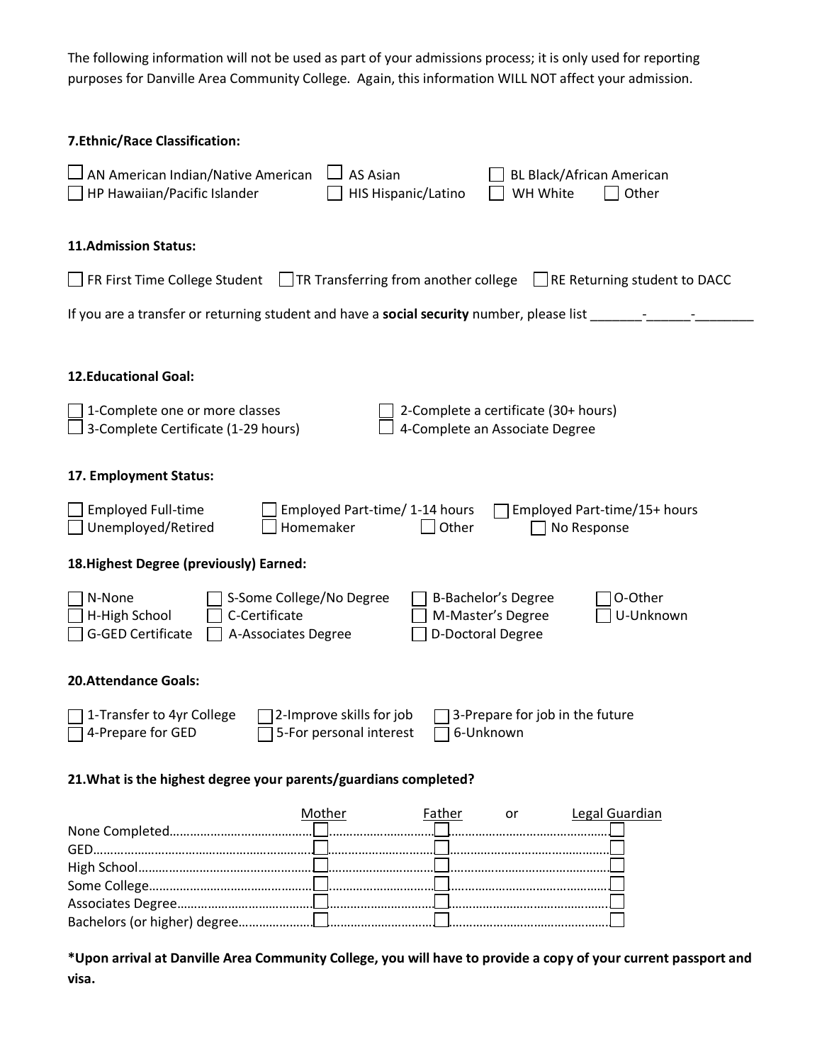The following information will not be used as part of your admissions process; it is only used for reporting purposes for Danville Area Community College. Again, this information WILL NOT affect your admission.

**7.Ethnic/Race Classification:**

☐ AN American Indian/Native American ☐ AS Asian ☐ BL Black/African American
☐ HP Hawaiian/Pacific Islander ☐ HIS Hispanic/Latino ☐ WH White ☐ Other

**11.Admission Status:**

☐ FR First Time College Student ☐ TR Transferring from another college ☐ RE Returning student to DACC

If you are a transfer or returning student and have a **social security** number, please list _______-______-________

**12.Educational Goal:**

☐ 1-Complete one or more classes ☐ 2-Complete a certificate (30+ hours)
☐ 3-Complete Certificate (1-29 hours) ☐ 4-Complete an Associate Degree

**17. Employment Status:**

☐ Employed Full-time ☐ Employed Part-time/ 1-14 hours ☐ Employed Part-time/15+ hours
☐ Unemployed/Retired ☐ Homemaker ☐ Other ☐ No Response

**18.Highest Degree (previously) Earned:**

☐ N-None ☐ S-Some College/No Degree ☐ B-Bachelor's Degree ☐ O-Other
☐ H-High School ☐ C-Certificate ☐ M-Master's Degree ☐ U-Unknown
☐ G-GED Certificate ☐ A-Associates Degree ☐ D-Doctoral Degree

**20.Attendance Goals:**

☐ 1-Transfer to 4yr College ☐ 2-Improve skills for job ☐ 3-Prepare for job in the future
☐ 4-Prepare for GED ☐ 5-For personal interest ☐ 6-Unknown

**21.What is the highest degree your parents/guardians completed?**

| | Mother | Father | or | Legal Guardian |
|---|---|---|---|---|
| None Completed | ☐ | ☐ | | ☐ |
| GED | ☐ | ☐ | | ☐ |
| High School | ☐ | ☐ | | ☐ |
| Some College | ☐ | ☐ | | ☐ |
| Associates Degree | ☐ | ☐ | | ☐ |
| Bachelors (or higher) degree | ☐ | ☐ | | ☐ |

**\*Upon arrival at Danville Area Community College, you will have to provide a copy of your current passport and visa.**